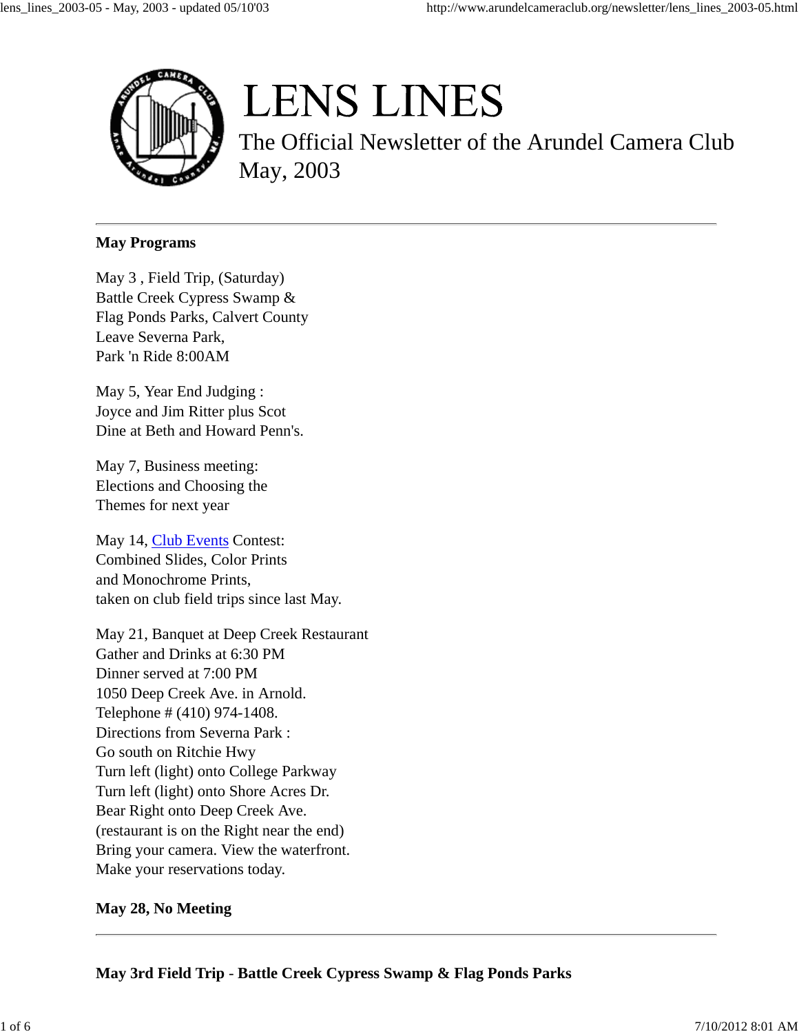# LENS LINES

The Official Newsletter of the Arundel Camera Club
May, 2003

---

**May Programs**

May 3 , Field Trip, (Saturday)
Battle Creek Cypress Swamp &
Flag Ponds Parks, Calvert County
Leave Severna Park,
Park 'n Ride 8:00AM

May 5, Year End Judging :
Joyce and Jim Ritter plus Scot
Dine at Beth and Howard Penn's.

May 7, Business meeting:
Elections and Choosing the
Themes for next year

May 14, Club Events Contest:
Combined Slides, Color Prints
and Monochrome Prints,
taken on club field trips since last May.

May 21, Banquet at Deep Creek Restaurant
Gather and Drinks at 6:30 PM
Dinner served at 7:00 PM
1050 Deep Creek Ave. in Arnold.
Telephone # (410) 974-1408.
Directions from Severna Park :
Go south on Ritchie Hwy
Turn left (light) onto College Parkway
Turn left (light) onto Shore Acres Dr.
Bear Right onto Deep Creek Ave.
(restaurant is on the Right near the end)
Bring your camera. View the waterfront.
Make your reservations today.

**May 28, No Meeting**

---

**May 3rd Field Trip - Battle Creek Cypress Swamp & Flag Ponds Parks**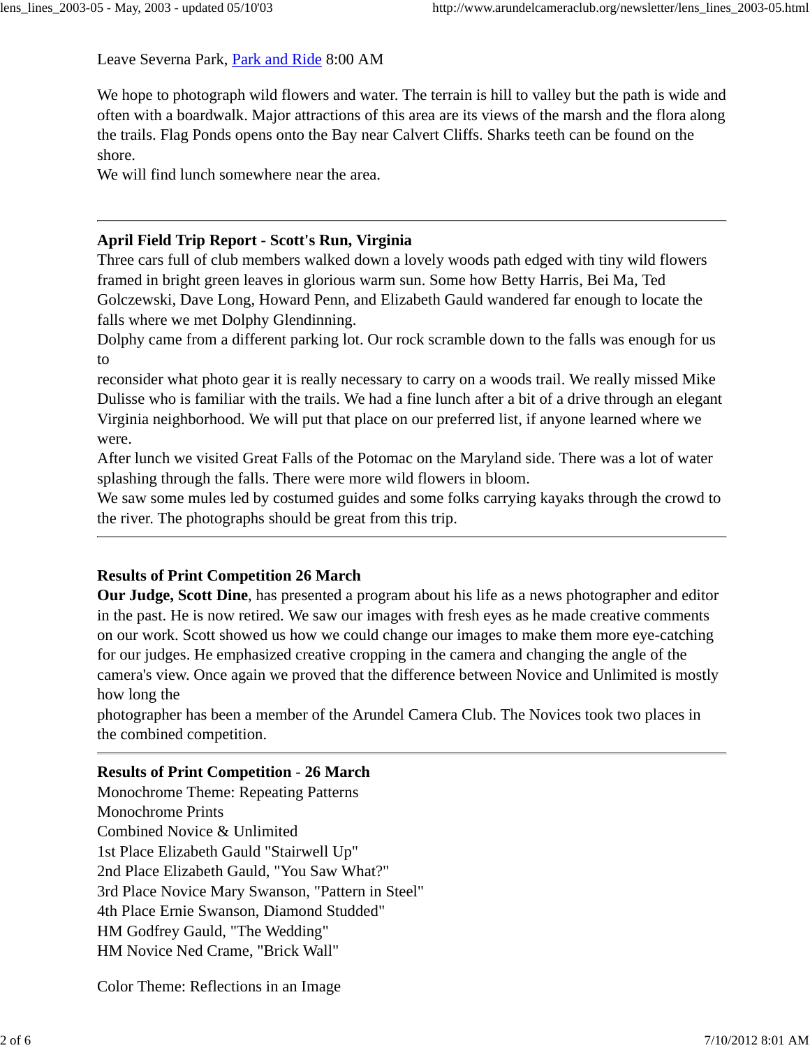Leave Severna Park, Park and Ride 8:00 AM

We hope to photograph wild flowers and water. The terrain is hill to valley but the path is wide and often with a boardwalk. Major attractions of this area are its views of the marsh and the flora along the trails. Flag Ponds opens onto the Bay near Calvert Cliffs. Sharks teeth can be found on the shore.
We will find lunch somewhere near the area.

---

**April Field Trip Report - Scott's Run, Virginia**

Three cars full of club members walked down a lovely woods path edged with tiny wild flowers framed in bright green leaves in glorious warm sun. Some how Betty Harris, Bei Ma, Ted Golczewski, Dave Long, Howard Penn, and Elizabeth Gauld wandered far enough to locate the falls where we met Dolphy Glendinning.
Dolphy came from a different parking lot. Our rock scramble down to the falls was enough for us to
reconsider what photo gear it is really necessary to carry on a woods trail. We really missed Mike Dulisse who is familiar with the trails. We had a fine lunch after a bit of a drive through an elegant Virginia neighborhood. We will put that place on our preferred list, if anyone learned where we were.
After lunch we visited Great Falls of the Potomac on the Maryland side. There was a lot of water splashing through the falls. There were more wild flowers in bloom.
We saw some mules led by costumed guides and some folks carrying kayaks through the crowd to the river. The photographs should be great from this trip.

---

**Results of Print Competition 26 March**

**Our Judge, Scott Dine**, has presented a program about his life as a news photographer and editor in the past. He is now retired. We saw our images with fresh eyes as he made creative comments on our work. Scott showed us how we could change our images to make them more eye-catching for our judges. He emphasized creative cropping in the camera and changing the angle of the camera's view. Once again we proved that the difference between Novice and Unlimited is mostly how long the
photographer has been a member of the Arundel Camera Club. The Novices took two places in the combined competition.

---

**Results of Print Competition - 26 March**

Monochrome Theme: Repeating Patterns
Monochrome Prints
Combined Novice & Unlimited
1st Place Elizabeth Gauld "Stairwell Up"
2nd Place Elizabeth Gauld, "You Saw What?"
3rd Place Novice Mary Swanson, "Pattern in Steel"
4th Place Ernie Swanson, Diamond Studded"
HM Godfrey Gauld, "The Wedding"
HM Novice Ned Crame, "Brick Wall"

Color Theme: Reflections in an Image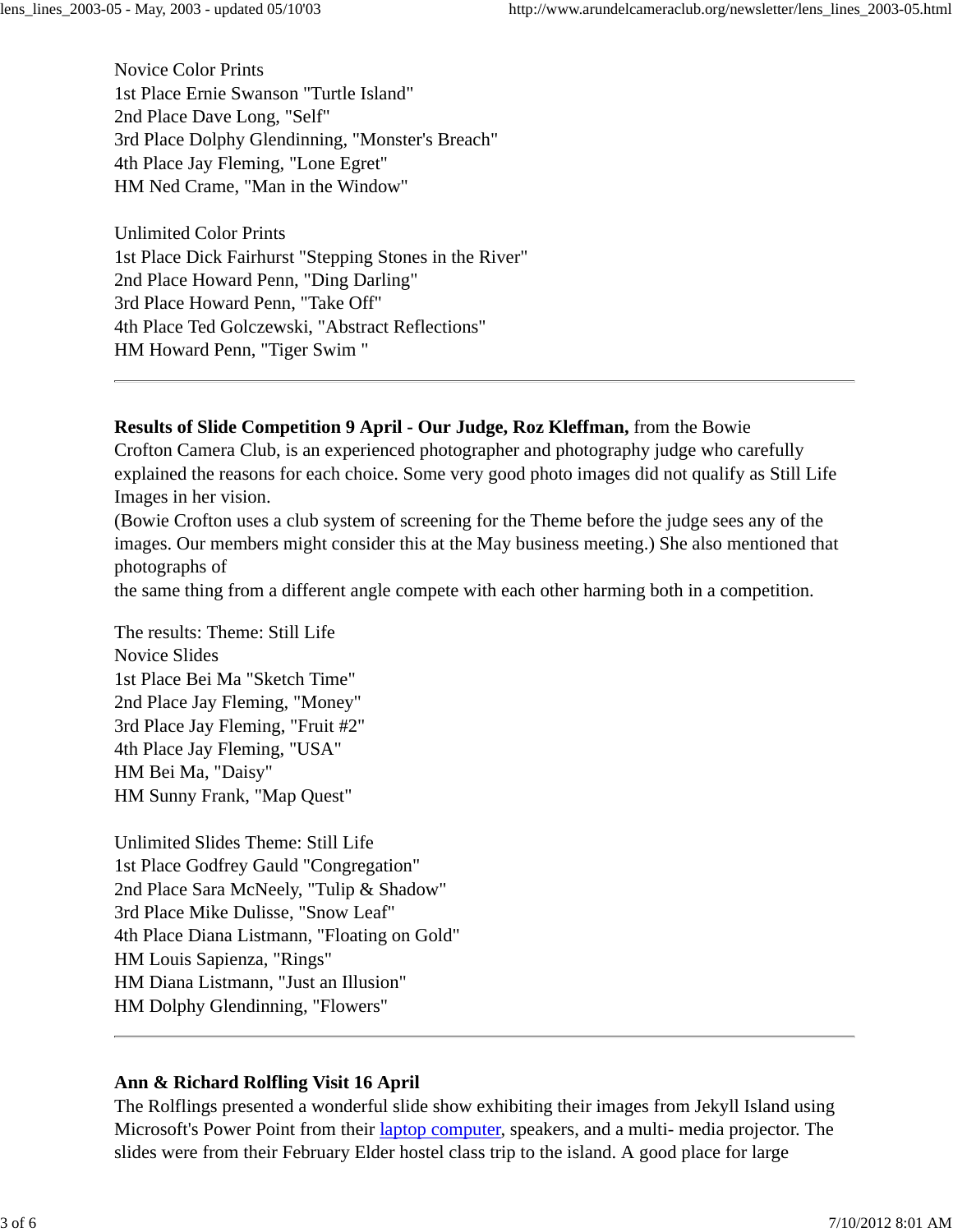Novice Color Prints  
1st Place Ernie Swanson "Turtle Island"  
2nd Place Dave Long, "Self"  
3rd Place Dolphy Glendinning, "Monster's Breach"  
4th Place Jay Fleming, "Lone Egret"  
HM Ned Crame, "Man in the Window"

Unlimited Color Prints  
1st Place Dick Fairhurst "Stepping Stones in the River"  
2nd Place Howard Penn, "Ding Darling"  
3rd Place Howard Penn, "Take Off"  
4th Place Ted Golczewski, "Abstract Reflections"  
HM Howard Penn, "Tiger Swim "

---

**Results of Slide Competition 9 April - Our Judge, Roz Kleffman,** from the Bowie Crofton Camera Club, is an experienced photographer and photography judge who carefully explained the reasons for each choice. Some very good photo images did not qualify as Still Life Images in her vision.  
(Bowie Crofton uses a club system of screening for the Theme before the judge sees any of the images. Our members might consider this at the May business meeting.) She also mentioned that photographs of  
the same thing from a different angle compete with each other harming both in a competition.

The results: Theme: Still Life  
Novice Slides  
1st Place Bei Ma "Sketch Time"  
2nd Place Jay Fleming, "Money"  
3rd Place Jay Fleming, "Fruit #2"  
4th Place Jay Fleming, "USA"  
HM Bei Ma, "Daisy"  
HM Sunny Frank, "Map Quest"

Unlimited Slides Theme: Still Life  
1st Place Godfrey Gauld "Congregation"  
2nd Place Sara McNeely, "Tulip & Shadow"  
3rd Place Mike Dulisse, "Snow Leaf"  
4th Place Diana Listmann, "Floating on Gold"  
HM Louis Sapienza, "Rings"  
HM Diana Listmann, "Just an Illusion"  
HM Dolphy Glendinning, "Flowers"

---

**Ann & Richard Rolfling Visit 16 April**  
The Rolflings presented a wonderful slide show exhibiting their images from Jekyll Island using Microsoft's Power Point from their laptop computer, speakers, and a multi- media projector. The slides were from their February Elder hostel class trip to the island. A good place for large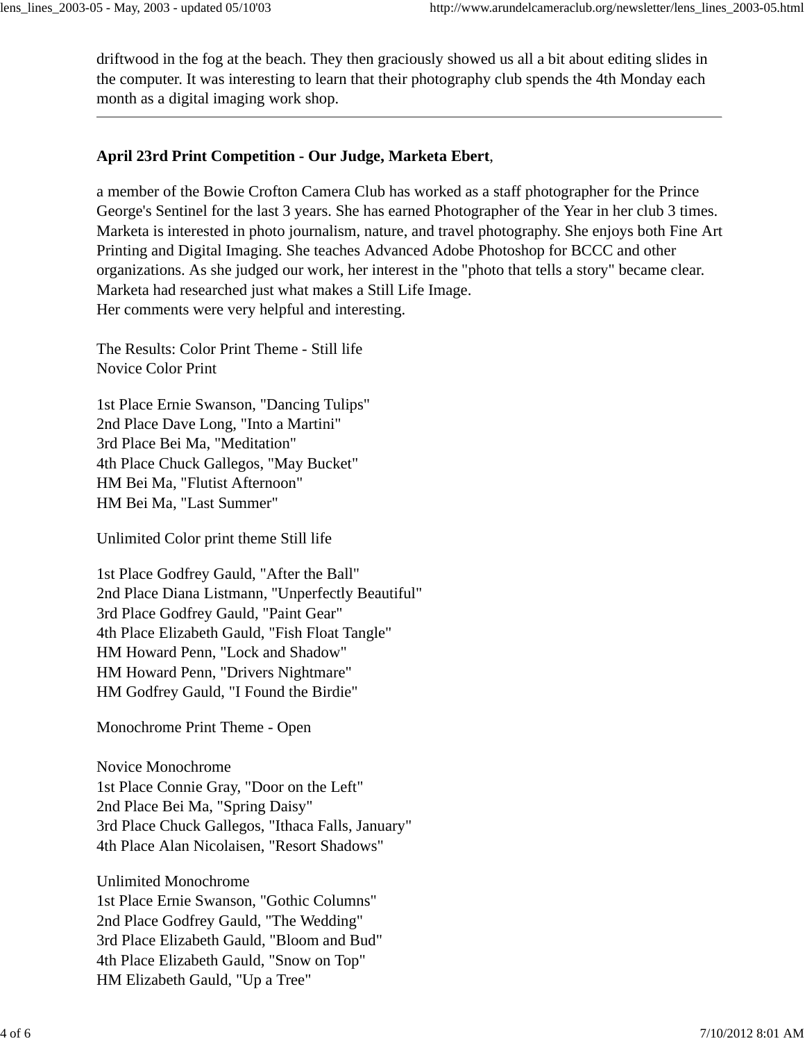driftwood in the fog at the beach. They then graciously showed us all a bit about editing slides in the computer. It was interesting to learn that their photography club spends the 4th Monday each month as a digital imaging work shop.

---

**April 23rd Print Competition - Our Judge, Marketa Ebert**,

a member of the Bowie Crofton Camera Club has worked as a staff photographer for the Prince George's Sentinel for the last 3 years. She has earned Photographer of the Year in her club 3 times. Marketa is interested in photo journalism, nature, and travel photography. She enjoys both Fine Art Printing and Digital Imaging. She teaches Advanced Adobe Photoshop for BCCC and other organizations. As she judged our work, her interest in the "photo that tells a story" became clear. Marketa had researched just what makes a Still Life Image.
Her comments were very helpful and interesting.

The Results: Color Print Theme - Still life
Novice Color Print

1st Place Ernie Swanson, "Dancing Tulips"
2nd Place Dave Long, "Into a Martini"
3rd Place Bei Ma, "Meditation"
4th Place Chuck Gallegos, "May Bucket"
HM Bei Ma, "Flutist Afternoon"
HM Bei Ma, "Last Summer"

Unlimited Color print theme Still life

1st Place Godfrey Gauld, "After the Ball"
2nd Place Diana Listmann, "Unperfectly Beautiful"
3rd Place Godfrey Gauld, "Paint Gear"
4th Place Elizabeth Gauld, "Fish Float Tangle"
HM Howard Penn, "Lock and Shadow"
HM Howard Penn, "Drivers Nightmare"
HM Godfrey Gauld, "I Found the Birdie"

Monochrome Print Theme - Open

Novice Monochrome
1st Place Connie Gray, "Door on the Left"
2nd Place Bei Ma, "Spring Daisy"
3rd Place Chuck Gallegos, "Ithaca Falls, January"
4th Place Alan Nicolaisen, "Resort Shadows"

Unlimited Monochrome
1st Place Ernie Swanson, "Gothic Columns"
2nd Place Godfrey Gauld, "The Wedding"
3rd Place Elizabeth Gauld, "Bloom and Bud"
4th Place Elizabeth Gauld, "Snow on Top"
HM Elizabeth Gauld, "Up a Tree"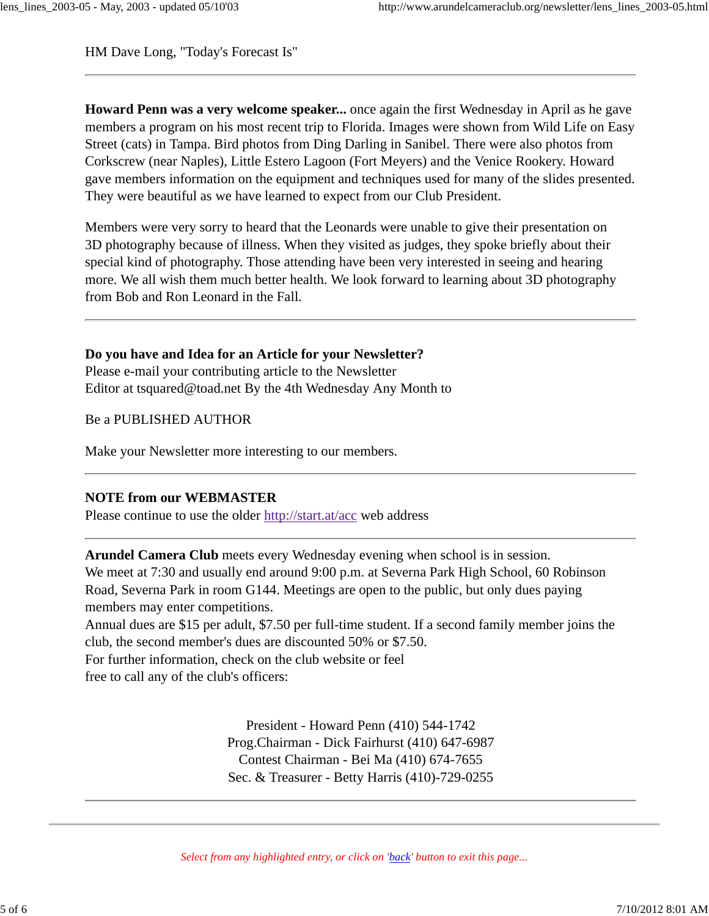HM Dave Long, "Today's Forecast Is"

---

**Howard Penn was a very welcome speaker...** once again the first Wednesday in April as he gave members a program on his most recent trip to Florida. Images were shown from Wild Life on Easy Street (cats) in Tampa. Bird photos from Ding Darling in Sanibel. There were also photos from Corkscrew (near Naples), Little Estero Lagoon (Fort Meyers) and the Venice Rookery. Howard gave members information on the equipment and techniques used for many of the slides presented. They were beautiful as we have learned to expect from our Club President.

Members were very sorry to heard that the Leonards were unable to give their presentation on 3D photography because of illness. When they visited as judges, they spoke briefly about their special kind of photography. Those attending have been very interested in seeing and hearing more. We all wish them much better health. We look forward to learning about 3D photography from Bob and Ron Leonard in the Fall.

---

**Do you have and Idea for an Article for your Newsletter?**
Please e-mail your contributing article to the Newsletter
Editor at tsquared@toad.net By the 4th Wednesday Any Month to

Be a PUBLISHED AUTHOR

Make your Newsletter more interesting to our members.

---

**NOTE from our WEBMASTER**
Please continue to use the older [http://start.at/acc](http://start.at/acc) web address

---

**Arundel Camera Club** meets every Wednesday evening when school is in session.
We meet at 7:30 and usually end around 9:00 p.m. at Severna Park High School, 60 Robinson Road, Severna Park in room G144. Meetings are open to the public, but only dues paying members may enter competitions.
Annual dues are $15 per adult, $7.50 per full-time student. If a second family member joins the club, the second member's dues are discounted 50% or $7.50.
For further information, check on the club website or feel
free to call any of the club's officers:

President - Howard Penn (410) 544-1742
Prog.Chairman - Dick Fairhurst (410) 647-6987
Contest Chairman - Bei Ma (410) 674-7655
Sec. & Treasurer - Betty Harris (410)-729-0255

---

*Select from any highlighted entry, or click on '[back](back)' button to exit this page...*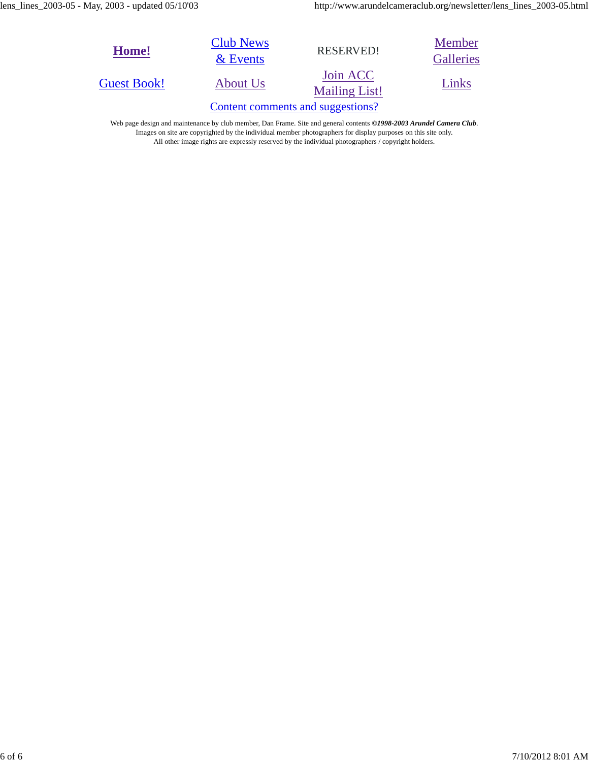| | | | |
|---|---|---|---|
| **Home!** | Club News & Events | RESERVED! | Member Galleries |
| Guest Book! | About Us | Join ACC Mailing List! | Links |

Content comments and suggestions?

Web page design and maintenance by club member, Dan Frame. Site and general contents ***©1998-2003 Arundel Camera Club***.
Images on site are copyrighted by the individual member photographers for display purposes on this site only.
All other image rights are expressly reserved by the individual photographers / copyright holders.